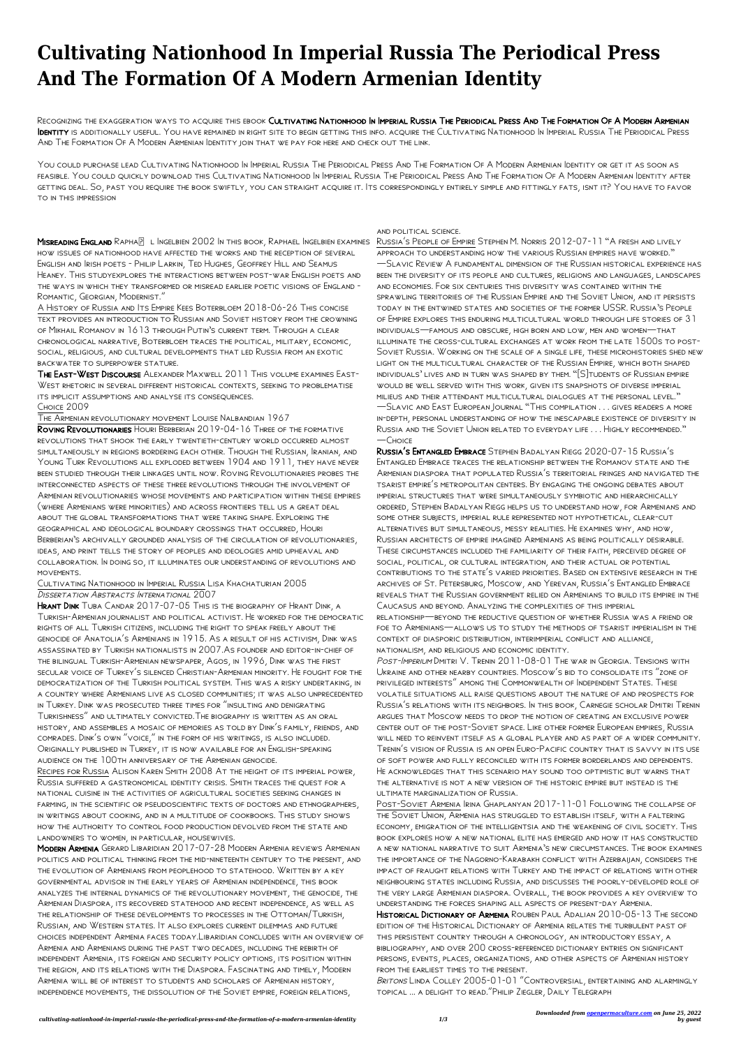# Cultivating Nationhood In Imperial Russia The Periodical Press And The Formation Of A Modern Armenian Identity

Recognizing the exaggeration ways to acquire this ebook **Cultivating Nationhood In Imperial Russia The Periodical Press And The Formation Of A Modern Armenian Identity** is additionally useful. You have remained in right site to begin getting this info. acquire the Cultivating Nationhood In Imperial Russia The Periodical Press And The Formation Of A Modern Armenian Identity join that we pay for here and check out the link.

You could purchase lead Cultivating Nationhood In Imperial Russia The Periodical Press And The Formation Of A Modern Armenian Identity or get it as soon as feasible. You could quickly download this Cultivating Nationhood In Imperial Russia The Periodical Press And The Formation Of A Modern Armenian Identity after getting deal. So, past you require the book swiftly, you can straight acquire it. Its correspondingly entirely simple and fittingly fats, isnt it? You have to favor to in this impression

**Misreading England** Raphaël Ingelbien 2002 In this book, Raphael Ingelbien examines how issues of nationhood have affected the works and the reception of several English and Irish poets - Philip Larkin, Ted Hughes, Geoffrey Hill and Seamus Heaney. This studyexplores the interactions between post-war English poets and the ways in which they transformed or misread earlier poetic visions of England - Romantic, Georgian, Modernist."

A History of Russia and Its Empire Kees Boterbloem 2018-06-26 This concise text provides an introduction to Russian and Soviet history from the crowning of Mikhail Romanov in 1613 through Putin's current term. Through a clear chronological narrative, Boterbloem traces the political, military, economic, social, religious, and cultural developments that led Russia from an exotic backwater to superpower stature.

**The East-West Discourse** Alexander Maxwell 2011 This volume examines East-West rhetoric in several different historical contexts, seeking to problematise its implicit assumptions and analyse its consequences.

Choice 2009

The Armenian revolutionary movement Louise Nalbandian 1967

**Roving Revolutionaries** Houri Berberian 2019-04-16 Three of the formative revolutions that shook the early twentieth-century world occurred almost simultaneously in regions bordering each other. Though the Russian, Iranian, and Young Turk Revolutions all exploded between 1904 and 1911, they have never been studied through their linkages until now. Roving Revolutionaries probes the interconnected aspects of these three revolutions through the involvement of Armenian revolutionaries whose movements and participation within these empires (where Armenians were minorities) and across frontiers tell us a great deal about the global transformations that were taking shape. Exploring the geographical and ideological boundary crossings that occurred, Houri Berberian's archivally grounded analysis of the circulation of revolutionaries, ideas, and print tells the story of peoples and ideologies amid upheaval and collaboration. In doing so, it illuminates our understanding of revolutions and movements.

Cultivating Nationhood in Imperial Russia Lisa Khachaturian 2005

*Dissertation Abstracts International* 2007

**Hrant Dink** Tuba Candar 2017-07-05 This is the biography of Hrant Dink, a Turkish-Armenian journalist and political activist. He worked for the democratic rights of all Turkish citizens, including the right to speak freely about the genocide of Anatolia's Armenians in 1915. As a result of his activism, Dink was assassinated by Turkish nationalists in 2007.As founder and editor-in-chief of the bilingual Turkish-Armenian newspaper, Agos, in 1996, Dink was the first secular voice of Turkey's silenced Christian-Armenian minority. He fought for the democratization of the Turkish political system. This was a risky undertaking, in a country where Armenians live as closed communities; it was also unprecedented in Turkey. Dink was prosecuted three times for "insulting and denigrating Turkishness" and ultimately convicted.The biography is written as an oral history, and assembles a mosaic of memories as told by Dink's family, friends, and comrades. Dink's own "voice," in the form of his writings, is also included. Originally published in Turkey, it is now available for an English-speaking audience on the 100th anniversary of the Armenian genocide.

Recipes for Russia Alison Karen Smith 2008 At the height of its imperial power, Russia suffered a gastronomical identity crisis. Smith traces the quest for a national cuisine in the activities of agricultural societies seeking changes in farming, in the scientific or pseudoscientific texts of doctors and ethnographers, in writings about cooking, and in a multitude of cookbooks. This study shows how the authority to control food production devolved from the state and landowners to women, in particular, housewives.

**Modern Armenia** Gerard Libaridian 2017-07-28 Modern Armenia reviews Armenian politics and political thinking from the mid-nineteenth century to the present, and the evolution of Armenians from peoplehood to statehood. Written by a key governmental advisor in the early years of Armenian independence, this book analyzes the internal dynamics of the revolutionary movement, the genocide, the Armenian Diaspora, its recovered statehood and recent independence, as well as the relationship of these developments to processes in the Ottoman/Turkish, Russian, and Western states. It also explores current dilemmas and future choices independent Armenia faces today.Libaridian concludes with an overview of Armenia and Armenians during the past two decades, including the rebirth of independent Armenia, its foreign and security policy options, its position within the region, and its relations with the Diaspora. Fascinating and timely, Modern Armenia will be of interest to students and scholars of Armenian history, independence movements, the dissolution of the Soviet empire, foreign relations, and political science.

Russia's People of Empire Stephen M. Norris 2012-07-11 "A fresh and lively approach to understanding how the various Russian empires have worked." —Slavic Review A fundamental dimension of the Russian historical experience has been the diversity of its people and cultures, religions and languages, landscapes and economies. For six centuries this diversity was contained within the sprawling territories of the Russian Empire and the Soviet Union, and it persists today in the entwined states and societies of the former USSR. Russia's People of Empire explores this enduring multicultural world through life stories of 31 individuals—famous and obscure, high born and low, men and women—that illuminate the cross-cultural exchanges at work from the late 1500s to post-Soviet Russia. Working on the scale of a single life, these microhistories shed new light on the multicultural character of the Russian Empire, which both shaped individuals' lives and in turn was shaped by them. "[S]tudents of Russian empire would be well served with this work, given its snapshots of diverse imperial milieus and their attendant multicultural dialogues at the personal level." —Slavic and East European Journal "This compilation . . . gives readers a more in-depth, personal understanding of how the inescapable existence of diversity in Russia and the Soviet Union related to everyday life . . . Highly recommended." —Choice

**Russia's Entangled Embrace** Stephen Badalyan Riegg 2020-07-15 Russia's Entangled Embrace traces the relationship between the Romanov state and the Armenian diaspora that populated Russia's territorial fringes and navigated the tsarist empire's metropolitan centers. By engaging the ongoing debates about imperial structures that were simultaneously symbiotic and hierarchically ordered, Stephen Badalyan Riegg helps us to understand how, for Armenians and some other subjects, imperial rule represented not hypothetical, clear-cut alternatives but simultaneous, messy realities. He examines why, and how, Russian architects of empire imagined Armenians as being politically desirable. These circumstances included the familiarity of their faith, perceived degree of social, political, or cultural integration, and their actual or potential contributions to the state's varied priorities. Based on extensive research in the archives of St. Petersburg, Moscow, and Yerevan, Russia's Entangled Embrace reveals that the Russian government relied on Armenians to build its empire in the Caucasus and beyond. Analyzing the complexities of this imperial relationship—beyond the reductive question of whether Russia was a friend or foe to Armenians—allows us to study the methods of tsarist imperialism in the context of diasporic distribution, interimperial conflict and alliance, nationalism, and religious and economic identity.

*Post-Imperium* Dmitri V. Trenin 2011-08-01 The war in Georgia. Tensions with Ukraine and other nearby countries. Moscow's bid to consolidate its "zone of privileged interests" among the Commonwealth of Independent States. These volatile situations all raise questions about the nature of and prospects for Russia's relations with its neighbors. In this book, Carnegie scholar Dmitri Trenin argues that Moscow needs to drop the notion of creating an exclusive power center out of the post-Soviet space. Like other former European empires, Russia will need to reinvent itself as a global player and as part of a wider community. Trenin's vision of Russia is an open Euro-Pacific country that is savvy in its use of soft power and fully reconciled with its former borderlands and dependents. He acknowledges that this scenario may sound too optimistic but warns that the alternative is not a new version of the historic empire but instead is the ultimate marginalization of Russia.

Post-Soviet Armenia Irina Ghaplanyan 2017-11-01 Following the collapse of the Soviet Union, Armenia has struggled to establish itself, with a faltering economy, emigration of the intelligentsia and the weakening of civil society. This book explores how a new national elite has emerged and how it has constructed a new national narrative to suit Armenia's new circumstances. The book examines the importance of the Nagorno-Karabakh conflict with Azerbaijan, considers the impact of fraught relations with Turkey and the impact of relations with other neighbouring states including Russia, and discusses the poorly-developed role of the very large Armenian diaspora. Overall, the book provides a key overview to understanding the forces shaping all aspects of present-day Armenia.

**Historical Dictionary of Armenia** Rouben Paul Adalian 2010-05-13 The second edition of the Historical Dictionary of Armenia relates the turbulent past of this persistent country through a chronology, an introductory essay, a bibliography, and over 200 cross-referenced dictionary entries on significant persons, events, places, organizations, and other aspects of Armenian history from the earliest times to the present.

*Britons* Linda Colley 2005-01-01 "Controversial, entertaining and alarmingly topical ... a delight to read."Philip Ziegler, Daily Telegraph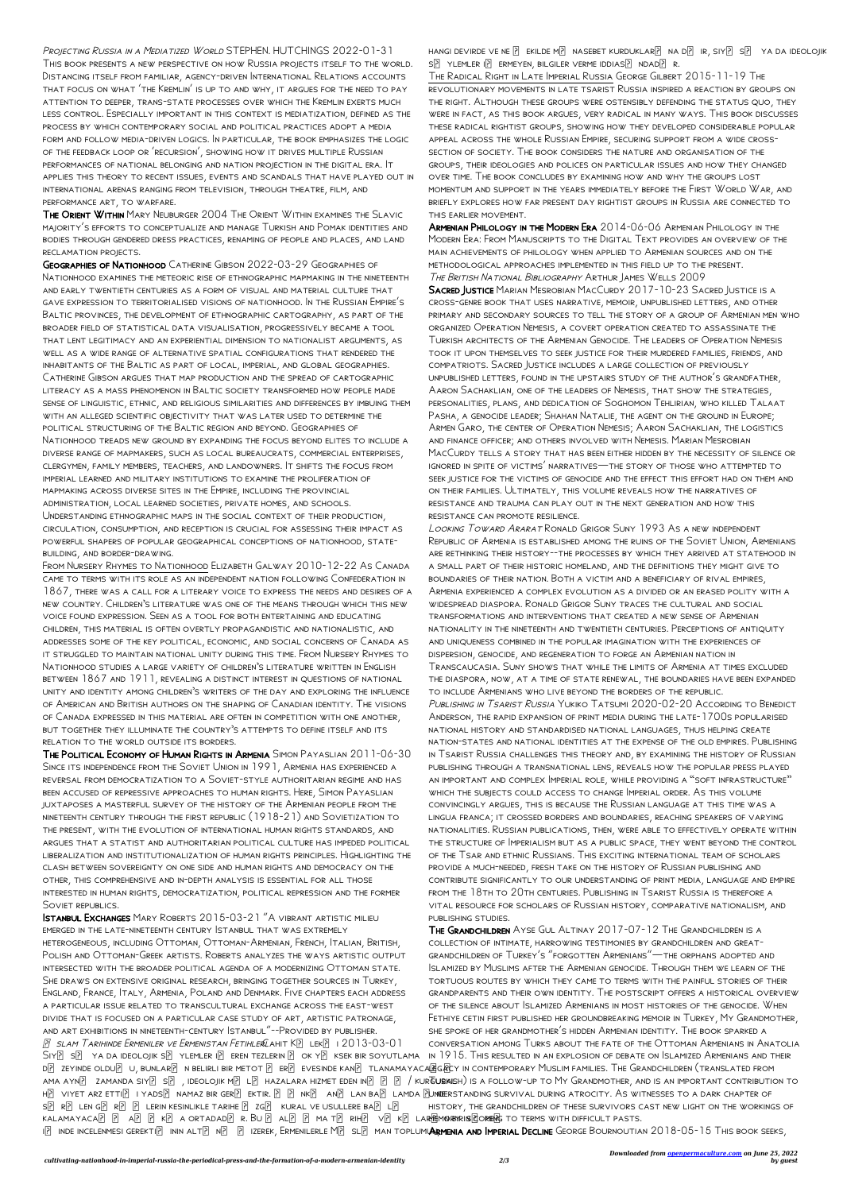*Projecting Russia in a Mediatized World* Stephen. Hutchings 2022-01-31 This book presents a new perspective on how Russia projects itself to the world. Distancing itself from familiar, agency-driven International Relations accounts that focus on what 'the Kremlin' is up to and why, it argues for the need to pay attention to deeper, trans-state processes over which the Kremlin exerts much less control. Especially important in this context is mediatization, defined as the process by which contemporary social and political practices adopt a media form and follow media-driven logics. In particular, the book emphasizes the logic of the feedback loop or 'recursion', showing how it drives multiple Russian performances of national belonging and nation projection in the digital era. It applies this theory to recent issues, events and scandals that have played out in international arenas ranging from television, through theatre, film, and performance art, to warfare.

**The Orient Within** Mary Neuburger 2004 The Orient Within examines the Slavic majority's efforts to conceptualize and manage Turkish and Pomak identities and bodies through gendered dress practices, renaming of people and places, and land reclamation projects.

**Geographies of Nationhood** Catherine Gibson 2022-03-29 Geographies of Nationhood examines the meteoric rise of ethnographic mapmaking in the nineteenth and early twentieth centuries as a form of visual and material culture that gave expression to territorialised visions of nationhood. In the Russian Empire's Baltic provinces, the development of ethnographic cartography, as part of the broader field of statistical data visualisation, progressively became a tool that lent legitimacy and an experiential dimension to nationalist arguments, as well as a wide range of alternative spatial configurations that rendered the inhabitants of the Baltic as part of local, imperial, and global geographies. Catherine Gibson argues that map production and the spread of cartographic literacy as a mass phenomenon in Baltic society transformed how people made sense of linguistic, ethnic, and religious similarities and differences by imbuing them with an alleged scientific objectivity that was later used to determine the political structuring of the Baltic region and beyond. Geographies of Nationhood treads new ground by expanding the focus beyond elites to include a diverse range of mapmakers, such as local bureaucrats, commercial enterprises, clergymen, family members, teachers, and landowners. It shifts the focus from imperial learned and military institutions to examine the proliferation of mapmaking across diverse sites in the Empire, including the provincial administration, local learned societies, private homes, and schools. Understanding ethnographic maps in the social context of their production, circulation, consumption, and reception is crucial for assessing their impact as powerful shapers of popular geographical conceptions of nationhood, state-building, and border-drawing.

**From Nursery Rhymes to Nationhood** Elizabeth Galway 2010-12-22 As Canada came to terms with its role as an independent nation following Confederation in 1867, there was a call for a literary voice to express the needs and desires of a new country. Children's literature was one of the means through which this new voice found expression. Seen as a tool for both entertaining and educating children, this material is often overtly propagandistic and nationalistic, and addresses some of the key political, economic, and social concerns of Canada as it struggled to maintain national unity during this time. From Nursery Rhymes to Nationhood studies a large variety of children's literature written in English between 1867 and 1911, revealing a distinct interest in questions of national unity and identity among children's writers of the day and exploring the influence of American and British authors on the shaping of Canadian identity. The visions of Canada expressed in this material are often in competition with one another, but together they illuminate the country's attempts to define itself and its relation to the world outside its borders.

**The Political Economy of Human Rights in Armenia** Simon Payaslian 2011-06-30 Since its independence from the Soviet Union in 1991, Armenia has experienced a reversal from democratization to a Soviet-style authoritarian regime and has been accused of repressive approaches to human rights. Here, Simon Payaslian juxtaposes a masterful survey of the history of the Armenian people from the nineteenth century through the first republic (1918-21) and Sovietization to the present, with the evolution of international human rights standards, and argues that a statist and authoritarian political culture has impeded political liberalization and institutionalization of human rights principles. Highlighting the clash between sovereignty on one side and human rights and democracy on the other, this comprehensive and in-depth analysis is essential for all those interested in human rights, democratization, political repression and the former Soviet republics.

**Istanbul Exchanges** Mary Roberts 2015-03-21 "A vibrant artistic milieu emerged in the late-nineteenth century Istanbul that was extremely heterogeneous, including Ottoman, Ottoman-Armenian, French, Italian, British, Polish and Ottoman-Greek artists. Roberts analyzes the ways artistic output intersected with the broader political agenda of a modernizing Ottoman state. She draws on extensive original research, bringing together sources in Turkey, England, France, Italy, Armenia, Poland and Denmark. Five chapters each address a particular issue related to transcultural exchange across the east-west divide that is focused on a particular case study of art, artistic patronage, and art exhibitions in nineteenth-century Istanbul"--Provided by publisher.

*İslam Tarihinde Ermeniler ve Ermenistan Fetihleri* Cahit Külekçi 2013-03-01 Siyasi ya da ideolojik söylemler içeren tezlerin çok yüksek bir soyutlama düzeyinde olduğu, bunların belirli bir metot üzerinde kanıtlanmayacağı ama aynı zamanda siyasi, ideolojik mülk hazlara hizmet eden inanç / kurgulu hüviyet arz ettiği ıyadsınamaz bir gerçektir. Önemli olan baştan sona söylemlerin kesinlikle tarihe özgü kural ve usullere başlı kalamayacağı ... bir ortadadır. Bu ... incelenmesi gerektiği inin altını çizerek, Ermenilerle Müslüman toplumların hangi devirde ve ne şekilde münasebet kurduklarına dair, siyasi ya da ideolojik söylemler içermeyen, bilgiler verme iddiasındadır.

**The Radical Right in Late Imperial Russia** George Gilbert 2015-11-19 The revolutionary movements in late tsarist Russia inspired a reaction by groups on the right. Although these groups were ostensibly defending the status quo, they were in fact, as this book argues, very radical in many ways. This book discusses these radical rightist groups, showing how they developed considerable popular appeal across the whole Russian Empire, securing support from a wide cross-section of society. The book considers the nature and organisation of the groups, their ideologies and polices on particular issues and how they changed over time. The book concludes by examining how and why the groups lost momentum and support in the years immediately before the First World War, and briefly explores how far present day rightist groups in Russia are connected to this earlier movement.

**Armenian Philology in the Modern Era** 2014-06-06 Armenian Philology in the Modern Era: From Manuscripts to the Digital Text provides an overview of the main achievements of philology when applied to Armenian sources and on the methodological approaches implemented in this field up to the present.

*The British National Bibliography* Arthur James Wells 2009

**Sacred Justice** Marian Mesrobian MacCurdy 2017-10-23 Sacred Justice is a cross-genre book that uses narrative, memoir, unpublished letters, and other primary and secondary sources to tell the story of a group of Armenian men who organized Operation Nemesis, a covert operation created to assassinate the Turkish architects of the Armenian Genocide. The leaders of Operation Nemesis took it upon themselves to seek justice for their murdered families, friends, and compatriots. Sacred Justice includes a large collection of previously unpublished letters, found in the upstairs study of the author's grandfather, Aaron Sachaklian, one of the leaders of Nemesis, that show the strategies, personalities, plans, and dedication of Soghomon Tehlirian, who killed Talaat Pasha, a genocide leader; Shahan Natalie, the agent on the ground in Europe; Armen Garo, the center of Operation Nemesis; Aaron Sachaklian, the logistics and finance officer; and others involved with Nemesis. Marian Mesrobian MacCurdy tells a story that has been either hidden by the necessity of silence or ignored in spite of victims' narratives—the story of those who attempted to seek justice for the victims of genocide and the effect this effort had on them and on their families. Ultimately, this volume reveals how the narratives of resistance and trauma can play out in the next generation and how this resistance can promote resilience.

*Looking Toward Ararat* Ronald Grigor Suny 1993 As a new independent Republic of Armenia is established among the ruins of the Soviet Union, Armenians are rethinking their history--the processes by which they arrived at statehood in a small part of their historic homeland, and the definitions they might give to boundaries of their nation. Both a victim and a beneficiary of rival empires, Armenia experienced a complex evolution as a divided or an erased polity with a widespread diaspora. Ronald Grigor Suny traces the cultural and social transformations and interventions that created a new sense of Armenian nationality in the nineteenth and twentieth centuries. Perceptions of antiquity and uniqueness combined in the popular imagination with the experiences of dispersion, genocide, and regeneration to forge an Armenian nation in Transcaucasia. Suny shows that while the limits of Armenia at times excluded the diaspora, now, at a time of state renewal, the boundaries have been expanded to include Armenians who live beyond the borders of the republic.

*Publishing in Tsarist Russia* Yukiko Tatsumi 2020-02-20 According to Benedict Anderson, the rapid expansion of print media during the late-1700s popularised national history and standardised national languages, thus helping create nation-states and national identities at the expense of the old empires. Publishing in Tsarist Russia challenges this theory and, by examining the history of Russian publishing through a transnational lens, reveals how the popular press played an important and complex Imperial role, while providing a "soft infrastructure" which the subjects could access to change Imperial order. As this volume convincingly argues, this is because the Russian language at this time was a lingua franca; it crossed borders and boundaries, reaching speakers of varying nationalities. Russian publications, then, were able to effectively operate within the structure of Imperialism but as a public space, they went beyond the control of the Tsar and ethnic Russians. This exciting international team of scholars provide a much-needed, fresh take on the history of Russian publishing and contribute significantly to our understanding of print media, language and empire from the 18th to 20th centuries. Publishing in Tsarist Russia is therefore a vital resource for scholars of Russian history, comparative nationalism, and publishing studies.

**The Grandchildren** Ayse Gul Altinay 2017-07-12 The Grandchildren is a collection of intimate, harrowing testimonies by grandchildren and great-grandchildren of Turkey's "forgotten Armenians"—the orphans adopted and Islamized by Muslims after the Armenian genocide. Through them we learn of the tortuous routes by which they came to terms with the painful stories of their grandparents and their own identity. The postscript offers a historical overview of the silence about Islamized Armenians in most histories of the genocide. When Fethiye Cetin first published her groundbreaking memoir in Turkey, My Grandmother, she spoke of her grandmother's hidden Armenian identity. The book sparked a conversation among Turks about the fate of the Ottoman Armenians in Anatolia in 1915. This resulted in an explosion of debate on Islamized Armenians and their legacy in contemporary Muslim families. The Grandchildren (translated from Turkish) is a follow-up to My Grandmother, and is an important contribution to understanding survival during atrocity. As witnesses to a dark chapter of history, the grandchildren of these survivors cast new light on the workings of memory as it comes to terms with difficult pasts.

**Armenia and Imperial Decline** George Bournoutian 2018-05-15 This book seeks,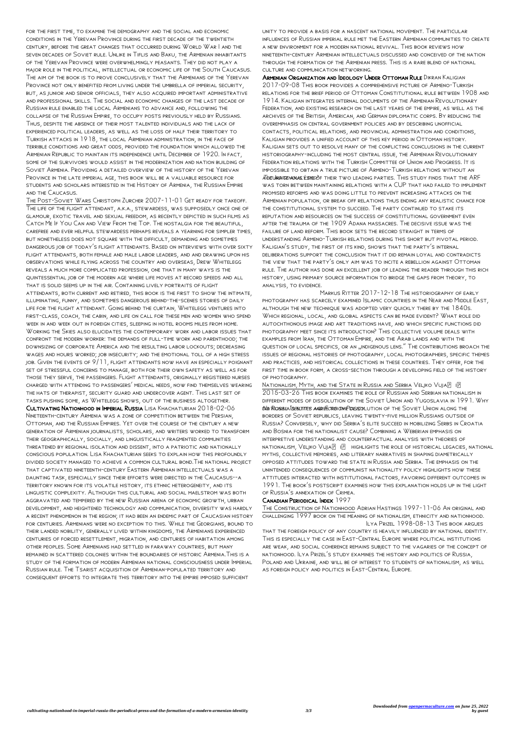for the first time, to examine the demography and the social and economic conditions in the Yerevan Province during the first decade of the twentieth century, before the great changes that occurred during World War I and the seven decades of Soviet rule. Unlike in Tiflis and Baku, the Armenian inhabitants of the Yerevan Province were overwhelmingly peasants. They did not play a major role in the political, intellectual or economic life of the South Caucasus. The aim of the book is to prove conclusively that the Armenians of the Yerevan Province not only benefited from living under the umbrella of imperial security, but, as junior and senior officials, they also acquired important administrative and professional skills. The social and economic changes of the last decade of Russian rule enabled the local Armenians to advance and, following the collapse of the Russian Empire, to occupy posts previously held by Russians. Thus, despite the absence of their most talented individuals and the lack of experienced political leaders, as well as the loss of half their territory to Turkish attacks in 1918, the local Armenian administration, in the face of terrible conditions and great odds, provided the foundation which allowed the Armenian Republic to maintain its independence until December of 1920. In fact, some of the survivors would assist in the modernization and nation building of Soviet Armenia. Providing a detailed overview of the history of the Yerevan Province in the late imperial age, this book will be a valuable resource for students and scholars interested in the History of Armenia, the Russian Empire and the Caucasus.

The Post-Soviet Wars Christoph Zurcher 2007-11-01 Get ready for takeoff. The life of the flight attendant, a.k.a., stewardess, was supposedly once one of glamour, exotic travel and sexual freedom, as recently depicted in such films as Catch Me If You Can and View From the Top. The nostalgia for the beautiful, carefree and ever helpful stewardess perhaps reveals a yearning for simpler times, but nonetheless does not square with the difficult, demanding and sometimes dangerous job of today's flight attendants. Based on interviews with over sixty flight attendants, both female and male labor leaders, and drawing upon his observations while flying across the country and overseas, Drew Whitelegg reveals a much more complicated profession, one that in many ways is the quintessential job of the modern age where life moves at record speeds and all that is solid seems up in the air. Containing lively portraits of flight attendants, both current and retired, this book is the first to show the intimate, illuminating, funny, and sometimes dangerous behind-the-scenes stories of daily life for the flight attendant. Going behind the curtain, Whitelegg ventures into first-class, coach, the cabin, and life on call for these men and women who spend week in and week out in foreign cities, sleeping in hotel rooms miles from home. Working the Skies also elucidates the contemporary work and labor issues that confront the modern worker: the demands of full-time work and parenthood; the downsizing of corporate America and the resulting labor lockouts; decreasing wages and hours worked; job insecurity; and the emotional toll of a high stress job. Given the events of 9/11, flight attendants now have an especially poignant set of stressful concerns to manage, both for their own safety as well as for those they serve, the passengers. Flight attendants, originally registered nurses charged with attending to passengers' medical needs, now find themselves wearing the hats of therapist, security guard and undercover agent. This last set of tasks pushing some, as Whitelegg shows, out of the business altogether.

**Cultivating Nationhood in Imperial Russia** Lisa Khachaturian 2018-02-06 Nineteenth-century Armenia was a zone of competition between the Persian, Ottoman, and the Russian Empires. Yet over the course of the century a new generation of Armenian journalists, scholars, and writers worked to transform their geographically, socially, and linguistically fragmented communities threatened by regional isolation and dissent, into a patriotic and nationally conscious population. Lisa Khachaturian seeks to explain how this profoundly divided society managed to achieve a common cultural bond.The national project that captivated nineteenth-century Eastern Armenian intellectuals was a daunting task, especially since their efforts were directed in the Caucasus--a territory known for its volatile history, its ethnic heterogeneity, and its linguistic complexity. Although this cultural and social maelstrom was both aggravated and tempered by the new Russian arena of economic growth, urban development, and heightened technology and communication, diversity was hardly a recent phenomenon in the region; it had been an endemic part of Caucasian history for centuries. Armenians were no exception to this. While the Georgians, bound to their landed nobility, generally lived within kingdoms, the Armenians experienced centuries of forced resettlement, migration, and centuries of habitation among other peoples. Some Armenians had settled in faraway countries, but many remained in scattered colonies within the boundaries of historic Armenia.This is a study of the formation of modern Armenian national consciousness under Imperial Russian rule. The Tsarist acquisition of Armenian-populated territory and consequent efforts to integrate this territory into the empire imposed sufficient unity to provide a basis for a nascent national movement. The particular influences of Russian imperial rule met the Eastern Armenian communities to create a new environment for a modern national revival. This book reviews how nineteenth-century Armenian intellectuals discussed and conceived of the nation through the formation of the Armenian press. This is a rare blend of national culture and communication networking.

**Armenian Organization and Ideology Under Ottoman Rule** Dikran Kaligian 2017-09-08 This book provides a comprehensive picture of Armeno-Turkish relations for the brief period of Ottoman Constitutional rule between 1908 and 1914. Kaligian integrates internal documents of the Armenian Revolutionary Federation, and existing research on the last years of the empire, as well as the archives of the British, American, and German diplomatic corps. By reducing the overemphasis on central government policies and by describing unofficial contacts, political relations, and provincial administration and conditions, Kaligian provides a unified account of this key period in Ottoman history. Kaligian sets out to resolve many of the conflicting conclusions in the current historiography-including the most central issue, the Armenian Revolutionary Federation relations with the Turkish Committee of Union and Progress. It is impossible to obtain a true picture of Armeno-Turkish relations without an accurate analysis of their two leading parties. This study finds that the ARF was torn between maintaining relations with a CUP that had failed to implement promised reforms and was doing little to prevent increasing attacks on the Armenian population, or break off relations thus ending any realistic chance for the constitutional system to succeed. The party continued to stake its reputation and resources on the success of constitutional government even after the trauma of the 1909 Adana massacres. The decisive issue was the failure of land reform. This book sets the record straight in terms of understanding Armeno-Turkish relations during this short but pivotal period. Kaligian's study, the first of its kind, shows that the party's internal deliberations support the conclusion that it did remain loyal and contradicts the view that the party's only aim was to incite a rebellion against Ottoman rule. The author has done an excellent job of leading the reader through this rich history, using primary source information to bridge the gaps from theory, to analysis, to evidence.

Markus Ritter 2017-12-18 The historiography of early photography has scarcely examined Islamic countries in the Near and Middle East, although the new technique was adopted very quickly there by the 1840s. Which regional, local, and global aspects can be made evident? What role did autochthonous image and art traditions have, and which specific functions did photography meet since its introduction? This collective volume deals with examples from Iran, the Ottoman Empire, and the Arab lands and with the question of local specifics, or an „indigenous lens." The contributions broach the issues of regional histories of photography, local photographers, specific themes and practices, and historical collections in these countries. They offer, for the first time in book form, a cross-section through a developing field of the history of photography.

Nationalism, Myth, and the State in Russia and Serbia Veljko Vuja� i� 2015-03-26 This book examines the role of Russian and Serbian nationalism in different modes of dissolution of the Soviet Union and Yugoslavia in 1991. Why did Russia's elites agree to the dissolution of the Soviet Union along the borders of Soviet republics, leaving twenty-five million Russians outside of Russia? Conversely, why did Serbia's elite succeed in mobilizing Serbs in Croatia and Bosnia for the nationalist cause? Combining a Weberian emphasis on interpretive understanding and counterfactual analysis with theories of nationalism, Veljko Vuja� i� highlights the role of historical legacies, national myths, collective memories, and literary narratives in shaping diametrically opposed attitudes toward the state in Russia and Serbia. The emphasis on the unintended consequences of communist nationality policy highlights how these attitudes interacted with institutional factors, favoring different outcomes in 1991. The book's postscript examines how this explanation holds up in the light of Russia's annexation of Crimea.

**Canadian Periodical Index** 1997

The Construction of Nationhood Adrian Hastings 1997-11-06 An original and challenging 1997 book on the meaning of nationalism, ethnicity and nationhood.

Ilya Prizel 1998-08-13 This book argues that the foreign policy of any country is heavily influenced by national identity. This is especially the case in East-Central Europe where political institutions are weak, and social coherence remains subject to the vagaries of the concept of nationhood. Ilya Prizel's study examines the history and politics of Russia, Poland and Ukraine, and will be of interest to students of nationalism, as well as foreign policy and politics in East-Central Europe.